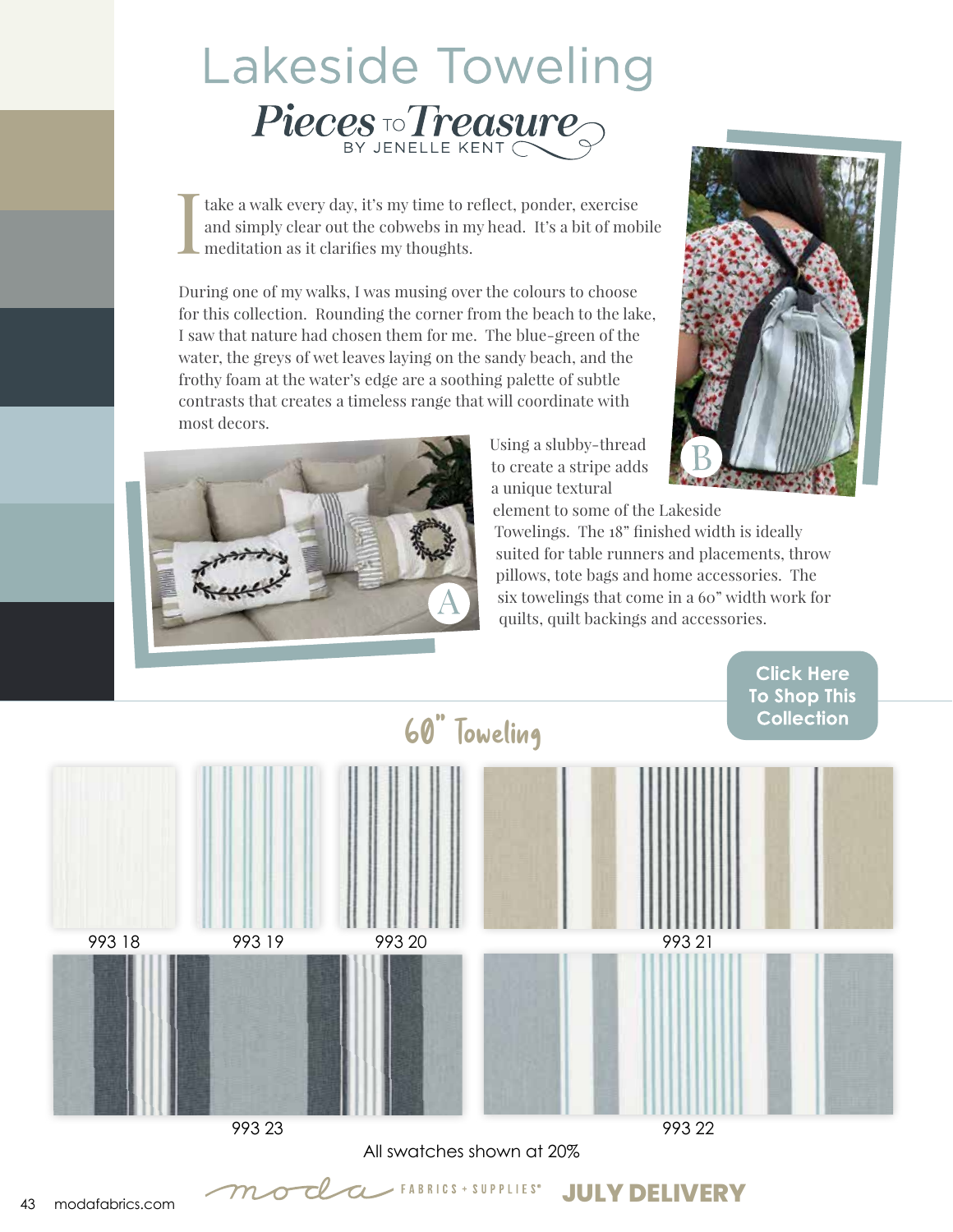# Lakeside Toweling

## Pieces to Treasure

BY JENELLE KENT

I take a walk every day, it's my time to reflect, ponder, exercise and simply clear out the cobwebs in my head. It's a bit of mobile meditation as it clarifies my thoughts.

During one of my walks, I was musing over the colours to choose for this collection. Rounding the corner from the beach to the lake, I saw that nature had chosen them for me. The blue-green of the water, the greys of wet leaves laying on the sandy beach, and the frothy foam at the water's edge are a soothing palette of subtle contrasts that creates a timeless range that will coordinate with most decors.

A

B

Using a slubby-thread to create a stripe adds a unique textural element to some of the Lakeside Towelings. The 18" finished width is ideally suited for table runners and placements, throw pillows, tote bags and home accessories. The six towelings that come in a 60" width work for quilts, quilt backings and accessories.

Click Here To Shop This Collection

## 60" Toweling

993 18

993 19

993 20

993 21

993 23

993 22

All swatches shown at 20%

JULY DELIVERY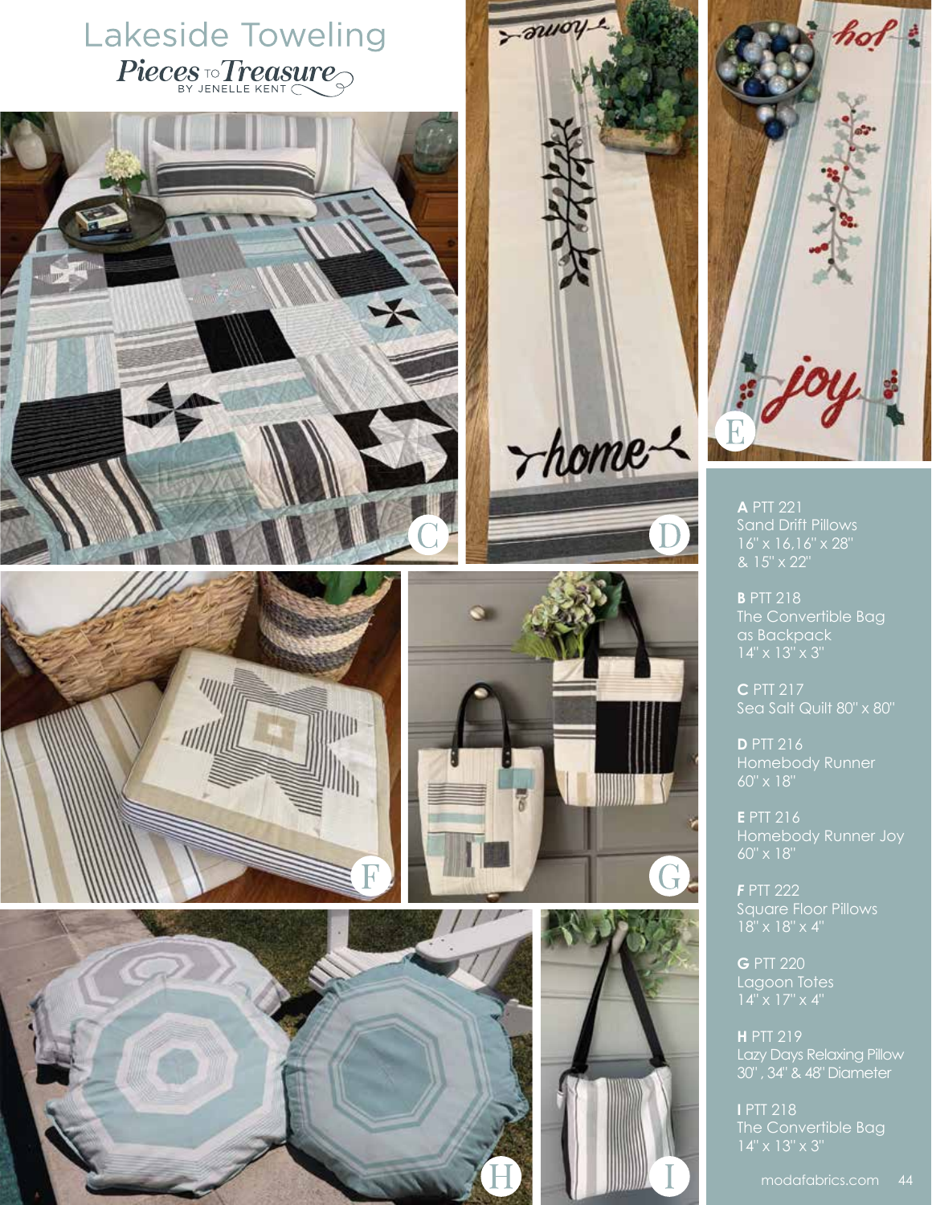# Lakeside Toweling

*Pieces to Treasure* BY JENELLE KENT

**A** PTT 221
Sand Drift Pillows
16" x 16,16" x 28"
& 15" x 22"

**B** PTT 218
The Convertible Bag
as Backpack
14" x 13" x 3"

**C** PTT 217
Sea Salt Quilt 80" x 80"

**D** PTT 216
Homebody Runner
60" x 18"

**E** PTT 216
Homebody Runner Joy
60" x 18"

***F*** PTT 222
Square Floor Pillows
18" x 18" x 4"

**G** PTT 220
Lagoon Totes
14" x 17" x 4"

**H** PTT 219
Lazy Days Relaxing Pillow
30" , 34" & 48" Diameter

**I** PTT 218
The Convertible Bag
14" x 13" x 3"

modafabrics.com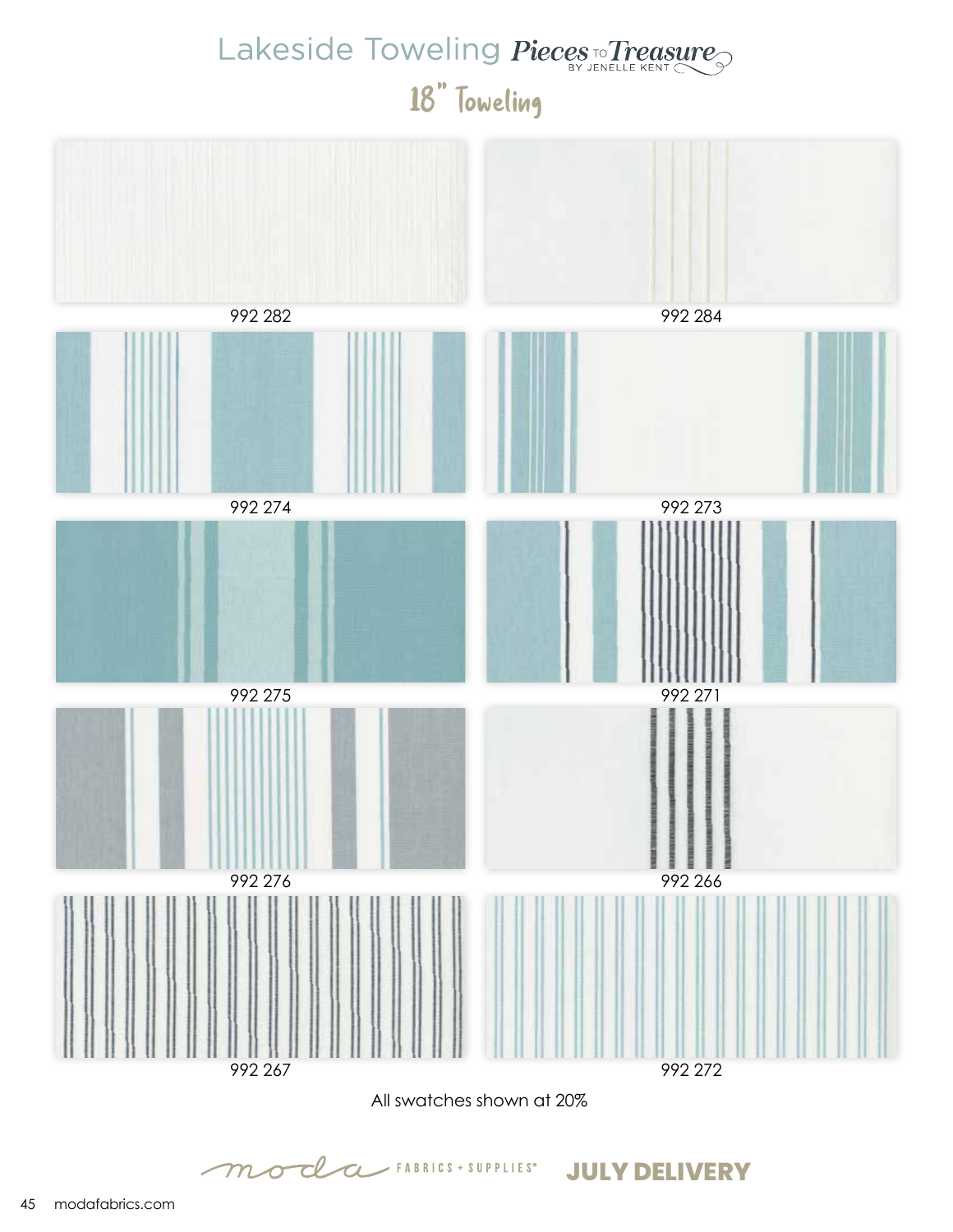# Lakeside Toweling *Pieces to Treasure* BY JENELLE KENT

## 18" Toweling

992 282

992 284

992 274

992 273

992 275

992 271

992 276

992 266

992 267

992 272

All swatches shown at 20%

moda FABRICS + SUPPLIES® **JULY DELIVERY**

modafabrics.com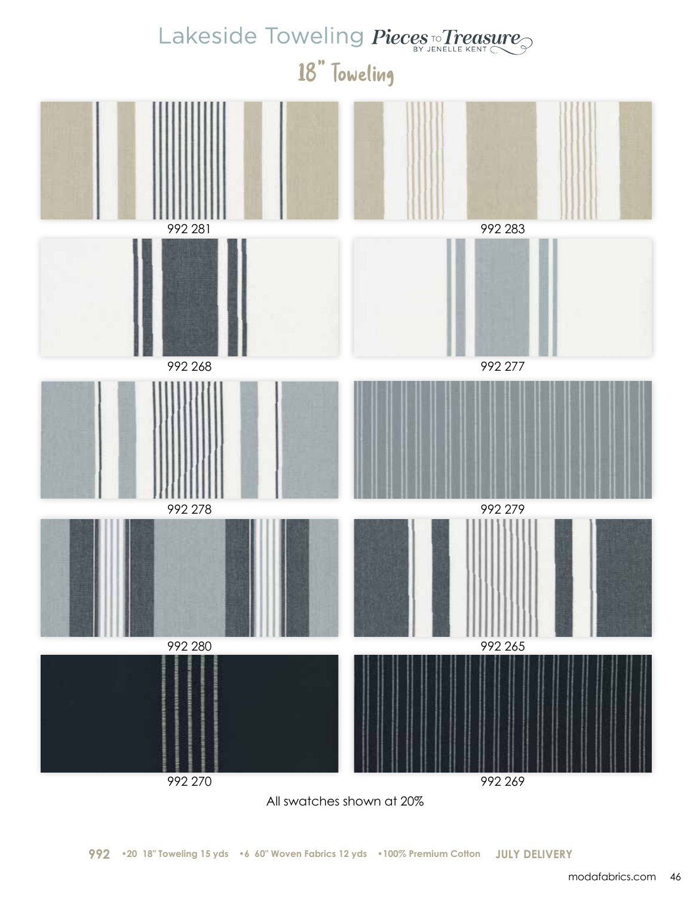# Lakeside Toweling *Pieces to Treasure* BY JENELLE KENT

## 18" Toweling

992 281

992 283

992 268

992 277

992 278

992 279

992 280

992 265

992 270

992 269

All swatches shown at 20%

**992** •20 18" Toweling 15 yds •6 60" Woven Fabrics 12 yds •100% Premium Cotton **JULY DELIVERY**

modafabrics.com